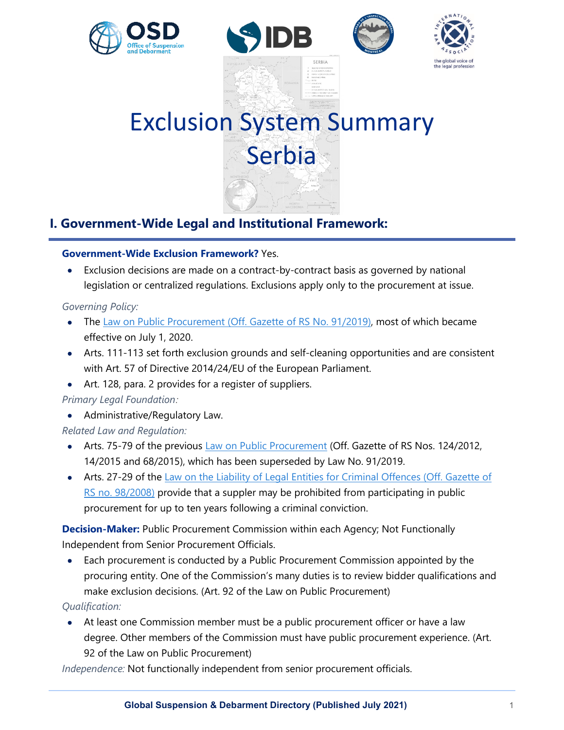# Exclusion System Summary
# Serbia

## I. Government-Wide Legal and Institutional Framework:

**Government-Wide Exclusion Framework?** Yes.

- Exclusion decisions are made on a contract-by-contract basis as governed by national legislation or centralized regulations. Exclusions apply only to the procurement at issue.

*Governing Policy:*

- The Law on Public Procurement (Off. Gazette of RS No. 91/2019), most of which became effective on July 1, 2020.
- Arts. 111-113 set forth exclusion grounds and self-cleaning opportunities and are consistent with Art. 57 of Directive 2014/24/EU of the European Parliament.
- Art. 128, para. 2 provides for a register of suppliers.

*Primary Legal Foundation:*

- Administrative/Regulatory Law.

*Related Law and Regulation:*

- Arts. 75-79 of the previous Law on Public Procurement (Off. Gazette of RS Nos. 124/2012, 14/2015 and 68/2015), which has been superseded by Law No. 91/2019.
- Arts. 27-29 of the Law on the Liability of Legal Entities for Criminal Offences (Off. Gazette of RS no. 98/2008) provide that a suppler may be prohibited from participating in public procurement for up to ten years following a criminal conviction.

**Decision-Maker:** Public Procurement Commission within each Agency; Not Functionally Independent from Senior Procurement Officials.

- Each procurement is conducted by a Public Procurement Commission appointed by the procuring entity. One of the Commission's many duties is to review bidder qualifications and make exclusion decisions. (Art. 92 of the Law on Public Procurement)

*Qualification:*

- At least one Commission member must be a public procurement officer or have a law degree. Other members of the Commission must have public procurement experience. (Art. 92 of the Law on Public Procurement)

*Independence:* Not functionally independent from senior procurement officials.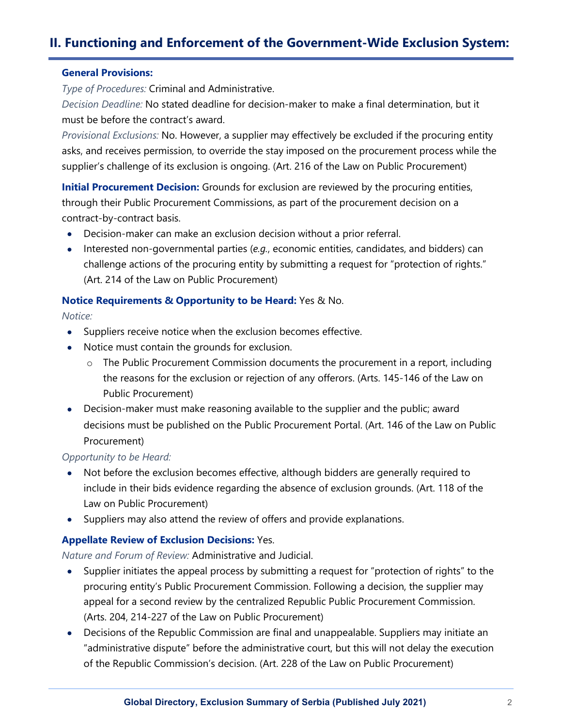## II. Functioning and Enforcement of the Government-Wide Exclusion System:

**General Provisions:**

*Type of Procedures:* Criminal and Administrative.

*Decision Deadline:* No stated deadline for decision-maker to make a final determination, but it must be before the contract's award.

*Provisional Exclusions:* No. However, a supplier may effectively be excluded if the procuring entity asks, and receives permission, to override the stay imposed on the procurement process while the supplier's challenge of its exclusion is ongoing. (Art. 216 of the Law on Public Procurement)

**Initial Procurement Decision:** Grounds for exclusion are reviewed by the procuring entities, through their Public Procurement Commissions, as part of the procurement decision on a contract-by-contract basis.

- Decision-maker can make an exclusion decision without a prior referral.
- Interested non-governmental parties (*e.g.*, economic entities, candidates, and bidders) can challenge actions of the procuring entity by submitting a request for "protection of rights." (Art. 214 of the Law on Public Procurement)

**Notice Requirements & Opportunity to be Heard:** Yes & No.

*Notice:*

- Suppliers receive notice when the exclusion becomes effective.
- Notice must contain the grounds for exclusion.
  - The Public Procurement Commission documents the procurement in a report, including the reasons for the exclusion or rejection of any offerors. (Arts. 145-146 of the Law on Public Procurement)
- Decision-maker must make reasoning available to the supplier and the public; award decisions must be published on the Public Procurement Portal. (Art. 146 of the Law on Public Procurement)

*Opportunity to be Heard:*

- Not before the exclusion becomes effective, although bidders are generally required to include in their bids evidence regarding the absence of exclusion grounds. (Art. 118 of the Law on Public Procurement)
- Suppliers may also attend the review of offers and provide explanations.

**Appellate Review of Exclusion Decisions:** Yes.

*Nature and Forum of Review:* Administrative and Judicial.

- Supplier initiates the appeal process by submitting a request for "protection of rights" to the procuring entity's Public Procurement Commission. Following a decision, the supplier may appeal for a second review by the centralized Republic Public Procurement Commission. (Arts. 204, 214-227 of the Law on Public Procurement)
- Decisions of the Republic Commission are final and unappealable. Suppliers may initiate an "administrative dispute" before the administrative court, but this will not delay the execution of the Republic Commission's decision. (Art. 228 of the Law on Public Procurement)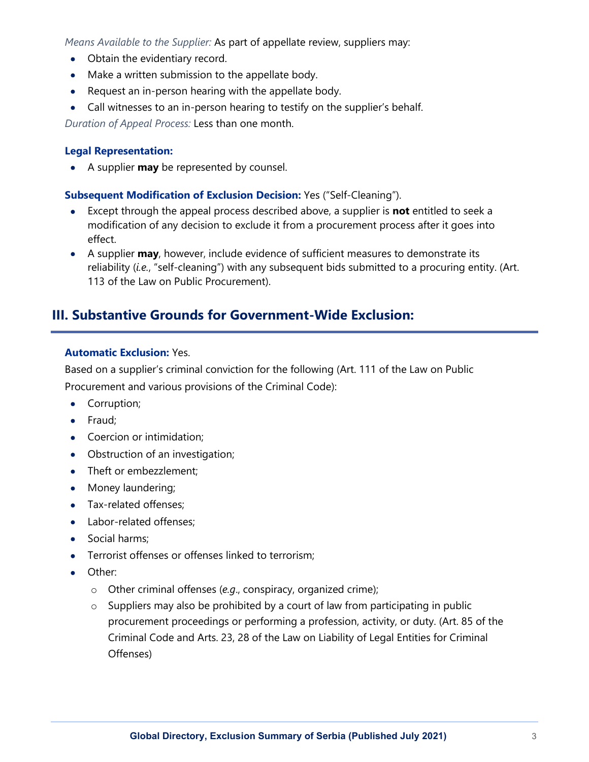*Means Available to the Supplier:* As part of appellate review, suppliers may:

- Obtain the evidentiary record.
- Make a written submission to the appellate body.
- Request an in-person hearing with the appellate body.
- Call witnesses to an in-person hearing to testify on the supplier's behalf.

*Duration of Appeal Process:* Less than one month.

**Legal Representation:**

- A supplier **may** be represented by counsel.

**Subsequent Modification of Exclusion Decision:** Yes ("Self-Cleaning").

- Except through the appeal process described above, a supplier is **not** entitled to seek a modification of any decision to exclude it from a procurement process after it goes into effect.
- A supplier **may**, however, include evidence of sufficient measures to demonstrate its reliability (*i.e.*, "self-cleaning") with any subsequent bids submitted to a procuring entity. (Art. 113 of the Law on Public Procurement).

## III. Substantive Grounds for Government-Wide Exclusion:

**Automatic Exclusion:** Yes.

Based on a supplier's criminal conviction for the following (Art. 111 of the Law on Public Procurement and various provisions of the Criminal Code):

- Corruption;
- Fraud;
- Coercion or intimidation;
- Obstruction of an investigation;
- Theft or embezzlement;
- Money laundering;
- Tax-related offenses;
- Labor-related offenses;
- Social harms;
- Terrorist offenses or offenses linked to terrorism;
- Other:
  - Other criminal offenses (*e.g*., conspiracy, organized crime);
  - Suppliers may also be prohibited by a court of law from participating in public procurement proceedings or performing a profession, activity, or duty. (Art. 85 of the Criminal Code and Arts. 23, 28 of the Law on Liability of Legal Entities for Criminal Offenses)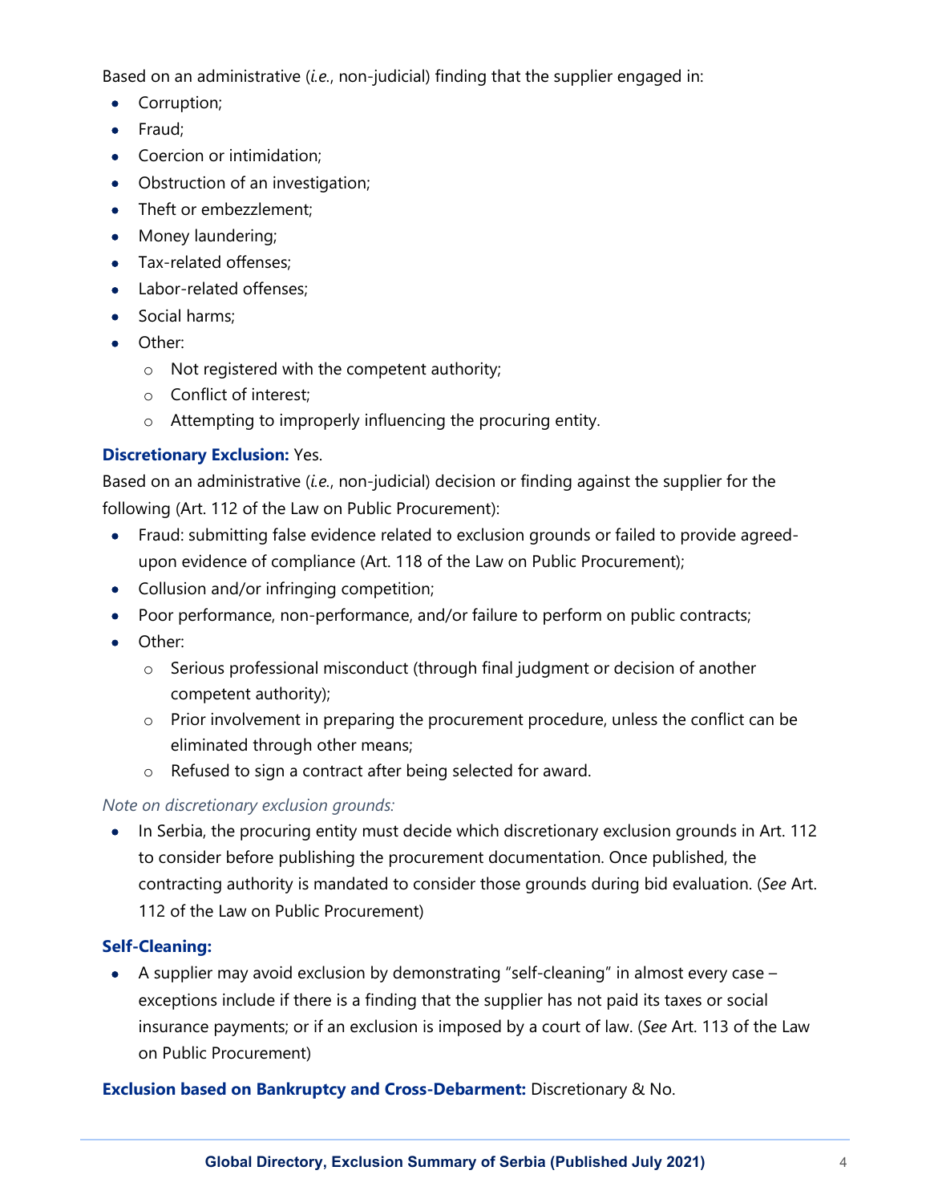Based on an administrative (*i.e.*, non-judicial) finding that the supplier engaged in:

- Corruption;
- Fraud;
- Coercion or intimidation;
- Obstruction of an investigation;
- Theft or embezzlement;
- Money laundering;
- Tax-related offenses;
- Labor-related offenses;
- Social harms;
- Other:
  - Not registered with the competent authority;
  - Conflict of interest;
  - Attempting to improperly influencing the procuring entity.

**Discretionary Exclusion:** Yes.

Based on an administrative (*i.e.*, non-judicial) decision or finding against the supplier for the following (Art. 112 of the Law on Public Procurement):

- Fraud: submitting false evidence related to exclusion grounds or failed to provide agreed-upon evidence of compliance (Art. 118 of the Law on Public Procurement);
- Collusion and/or infringing competition;
- Poor performance, non-performance, and/or failure to perform on public contracts;
- Other:
  - Serious professional misconduct (through final judgment or decision of another competent authority);
  - Prior involvement in preparing the procurement procedure, unless the conflict can be eliminated through other means;
  - Refused to sign a contract after being selected for award.

*Note on discretionary exclusion grounds:*

- In Serbia, the procuring entity must decide which discretionary exclusion grounds in Art. 112 to consider before publishing the procurement documentation. Once published, the contracting authority is mandated to consider those grounds during bid evaluation. (*See* Art. 112 of the Law on Public Procurement)

**Self-Cleaning:**

- A supplier may avoid exclusion by demonstrating "self-cleaning" in almost every case – exceptions include if there is a finding that the supplier has not paid its taxes or social insurance payments; or if an exclusion is imposed by a court of law. (*See* Art. 113 of the Law on Public Procurement)

**Exclusion based on Bankruptcy and Cross-Debarment:** Discretionary & No.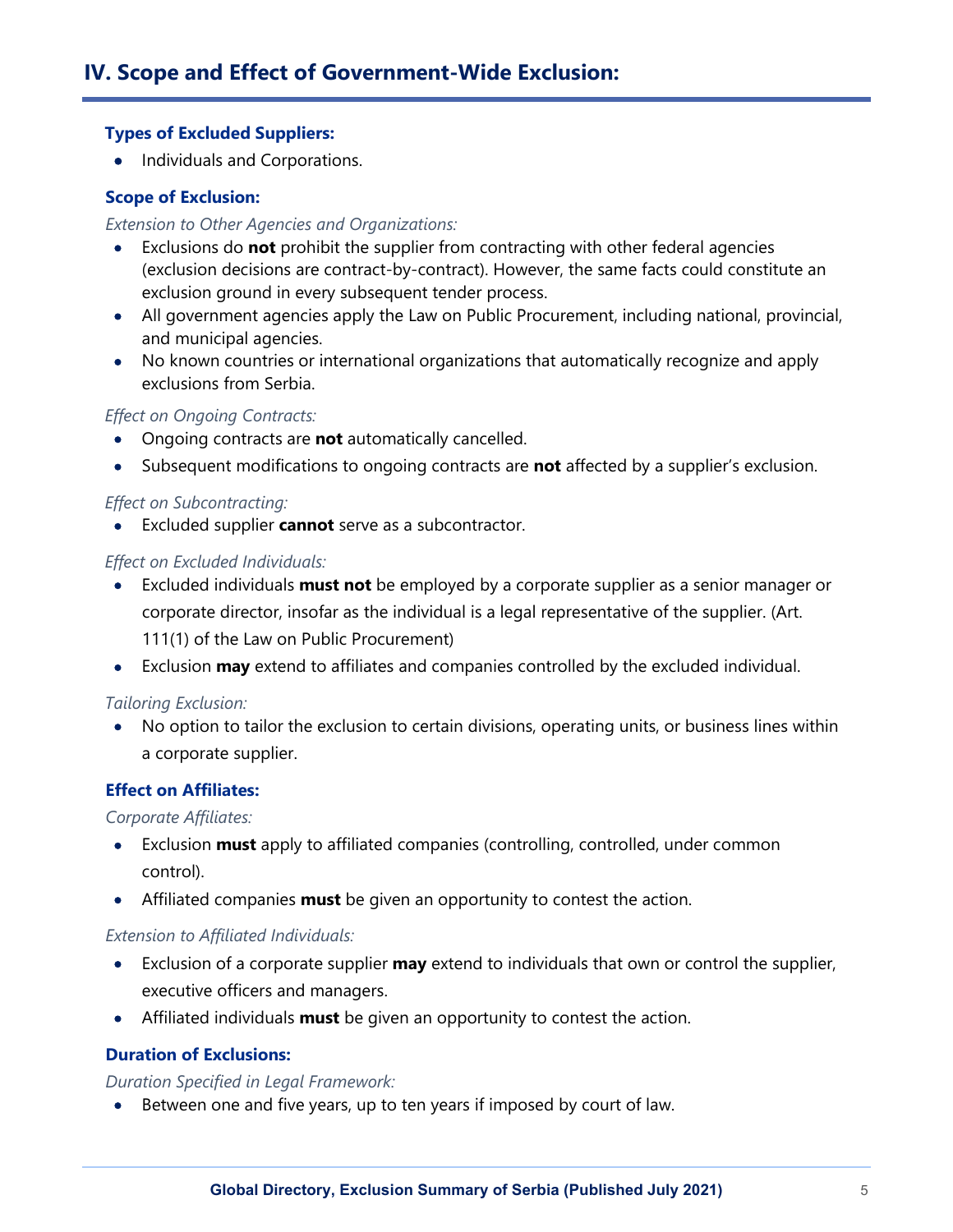## IV. Scope and Effect of Government-Wide Exclusion:

### Types of Excluded Suppliers:

- Individuals and Corporations.

### Scope of Exclusion:

*Extension to Other Agencies and Organizations:*

- Exclusions do **not** prohibit the supplier from contracting with other federal agencies (exclusion decisions are contract-by-contract). However, the same facts could constitute an exclusion ground in every subsequent tender process.
- All government agencies apply the Law on Public Procurement, including national, provincial, and municipal agencies.
- No known countries or international organizations that automatically recognize and apply exclusions from Serbia.

*Effect on Ongoing Contracts:*

- Ongoing contracts are **not** automatically cancelled.
- Subsequent modifications to ongoing contracts are **not** affected by a supplier's exclusion.

*Effect on Subcontracting:*

- Excluded supplier **cannot** serve as a subcontractor.

*Effect on Excluded Individuals:*

- Excluded individuals **must not** be employed by a corporate supplier as a senior manager or corporate director, insofar as the individual is a legal representative of the supplier. (Art. 111(1) of the Law on Public Procurement)
- Exclusion **may** extend to affiliates and companies controlled by the excluded individual.

*Tailoring Exclusion:*

- No option to tailor the exclusion to certain divisions, operating units, or business lines within a corporate supplier.

### Effect on Affiliates:

*Corporate Affiliates:*

- Exclusion **must** apply to affiliated companies (controlling, controlled, under common control).
- Affiliated companies **must** be given an opportunity to contest the action.

*Extension to Affiliated Individuals:*

- Exclusion of a corporate supplier **may** extend to individuals that own or control the supplier, executive officers and managers.
- Affiliated individuals **must** be given an opportunity to contest the action.

### Duration of Exclusions:

*Duration Specified in Legal Framework:*

- Between one and five years, up to ten years if imposed by court of law.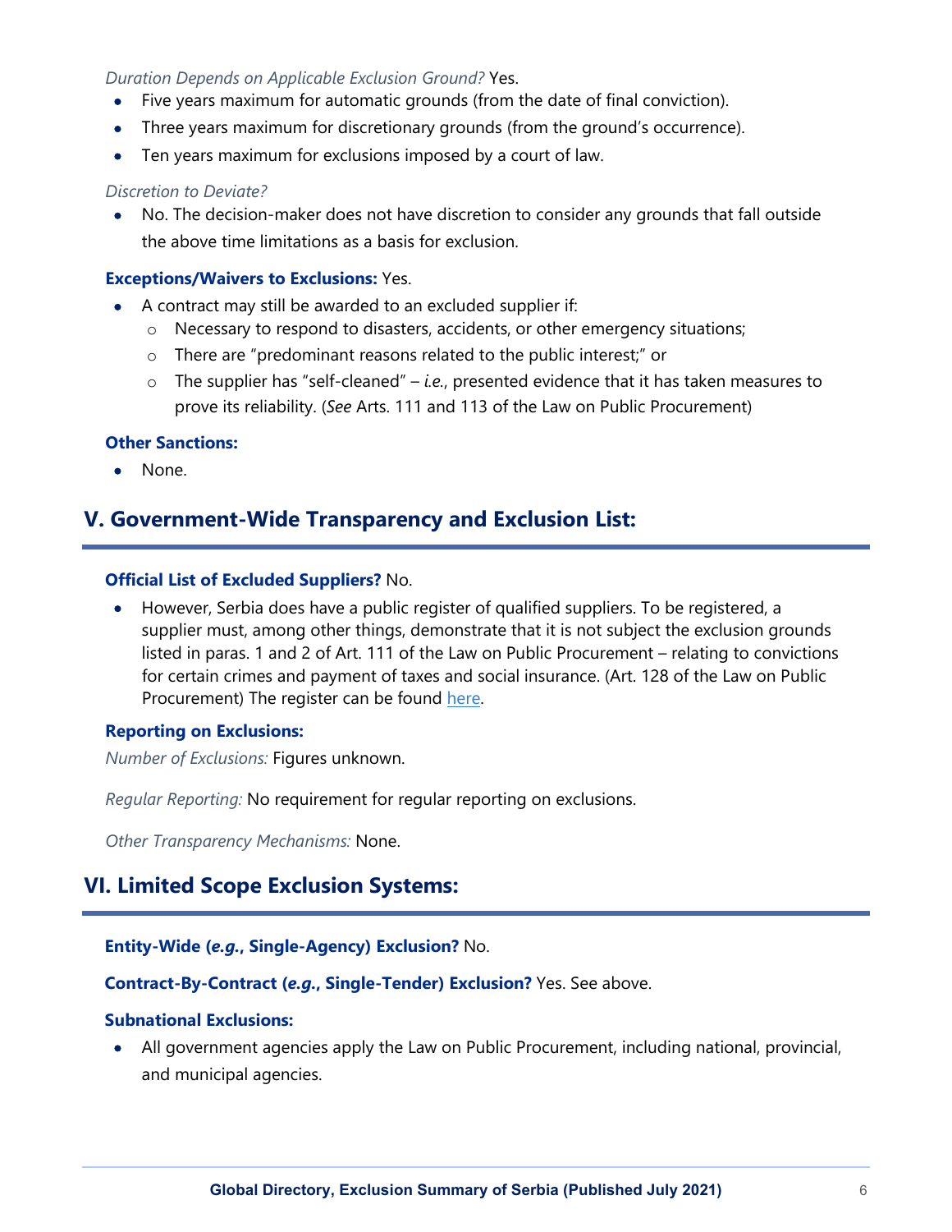*Duration Depends on Applicable Exclusion Ground?* Yes.

- Five years maximum for automatic grounds (from the date of final conviction).
- Three years maximum for discretionary grounds (from the ground's occurrence).
- Ten years maximum for exclusions imposed by a court of law.

*Discretion to Deviate?*

- No. The decision-maker does not have discretion to consider any grounds that fall outside the above time limitations as a basis for exclusion.

**Exceptions/Waivers to Exclusions:** Yes.

- A contract may still be awarded to an excluded supplier if:
  - Necessary to respond to disasters, accidents, or other emergency situations;
  - There are "predominant reasons related to the public interest;" or
  - The supplier has "self-cleaned" – *i.e.*, presented evidence that it has taken measures to prove its reliability. (*See* Arts. 111 and 113 of the Law on Public Procurement)

**Other Sanctions:**

- None.

## V. Government-Wide Transparency and Exclusion List:

**Official List of Excluded Suppliers?** No.

- However, Serbia does have a public register of qualified suppliers. To be registered, a supplier must, among other things, demonstrate that it is not subject the exclusion grounds listed in paras. 1 and 2 of Art. 111 of the Law on Public Procurement – relating to convictions for certain crimes and payment of taxes and social insurance. (Art. 128 of the Law on Public Procurement) The register can be found here.

**Reporting on Exclusions:**

*Number of Exclusions:* Figures unknown.

*Regular Reporting:* No requirement for regular reporting on exclusions.

*Other Transparency Mechanisms:* None.

## VI. Limited Scope Exclusion Systems:

**Entity-Wide (*e.g.*, Single-Agency) Exclusion?** No.

**Contract-By-Contract (*e.g.*, Single-Tender) Exclusion?** Yes. See above.

**Subnational Exclusions:**

- All government agencies apply the Law on Public Procurement, including national, provincial, and municipal agencies.